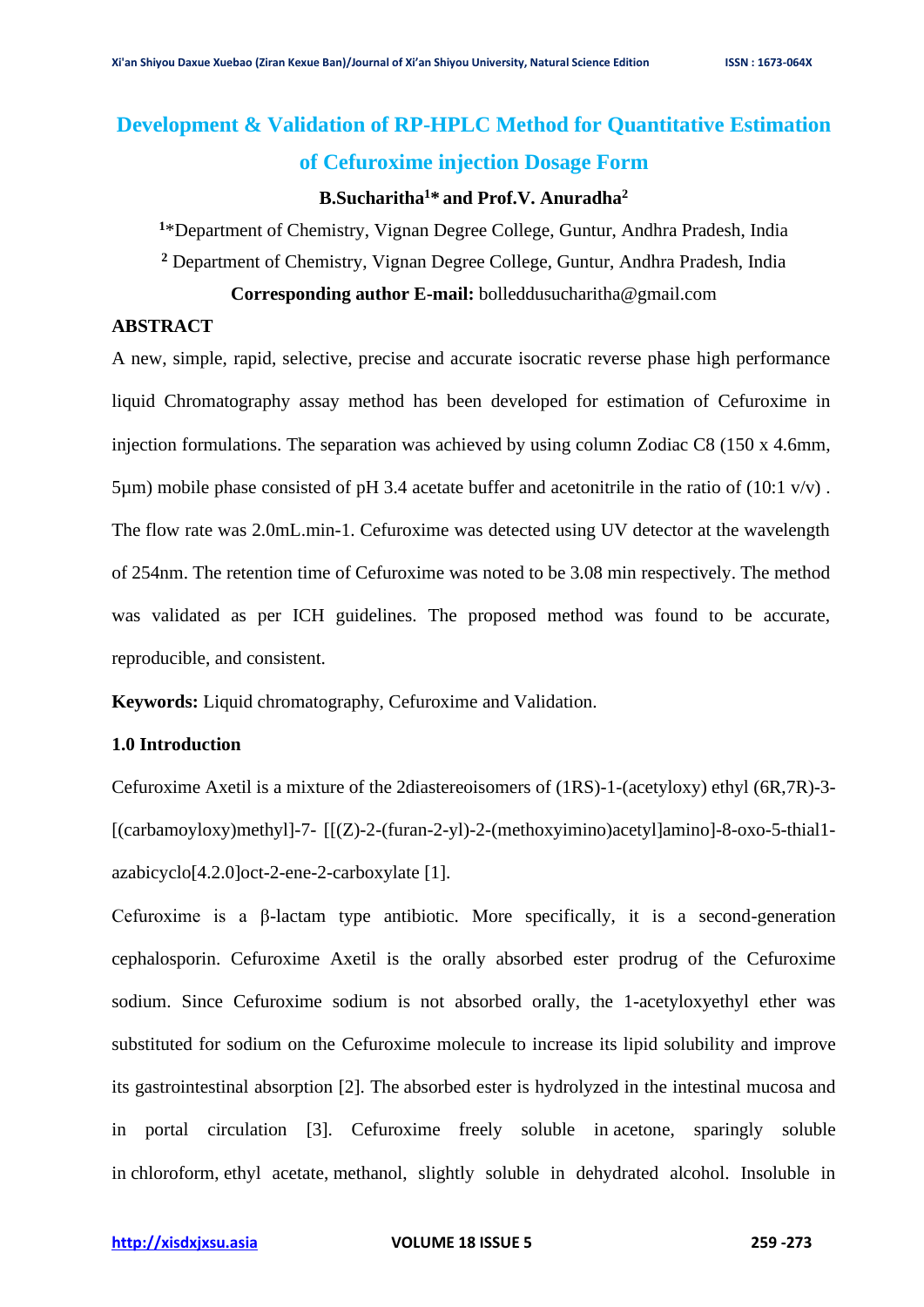# Development & Validation of RP-HPLC Method for Quantitative Estimation of Cefuroxime injection Dosage Form

**B.Sucharitha[1]\* and Prof.V. Anuradha[2]**

[1]\*Department of Chemistry, Vignan Degree College, Guntur, Andhra Pradesh, India

[2] Department of Chemistry, Vignan Degree College, Guntur, Andhra Pradesh, India

**Corresponding author E-mail:** bolleddusucharitha@gmail.com

## ABSTRACT

A new, simple, rapid, selective, precise and accurate isocratic reverse phase high performance liquid Chromatography assay method has been developed for estimation of Cefuroxime in injection formulations. The separation was achieved by using column Zodiac C8 (150 x 4.6mm, 5µm) mobile phase consisted of pH 3.4 acetate buffer and acetonitrile in the ratio of (10:1 v/v) . The flow rate was 2.0mL.min-1. Cefuroxime was detected using UV detector at the wavelength of 254nm. The retention time of Cefuroxime was noted to be 3.08 min respectively. The method was validated as per ICH guidelines. The proposed method was found to be accurate, reproducible, and consistent.

**Keywords:** Liquid chromatography, Cefuroxime and Validation.

### 1.0 Introduction

Cefuroxime Axetil is a mixture of the 2diastereoisomers of (1RS)-1-(acetyloxy) ethyl (6R,7R)-3-[(carbamoyloxy)methyl]-7- [[(Z)-2-(furan-2-yl)-2-(methoxyimino)acetyl]amino]-8-oxo-5-thial1-azabicyclo[4.2.0]oct-2-ene-2-carboxylate [1].

Cefuroxime is a β-lactam type antibiotic. More specifically, it is a second-generation cephalosporin. Cefuroxime Axetil is the orally absorbed ester prodrug of the Cefuroxime sodium. Since Cefuroxime sodium is not absorbed orally, the 1-acetyloxyethyl ether was substituted for sodium on the Cefuroxime molecule to increase its lipid solubility and improve its gastrointestinal absorption [2]. The absorbed ester is hydrolyzed in the intestinal mucosa and in portal circulation [3]. Cefuroxime freely soluble in acetone, sparingly soluble in chloroform, ethyl acetate, methanol, slightly soluble in dehydrated alcohol. Insoluble in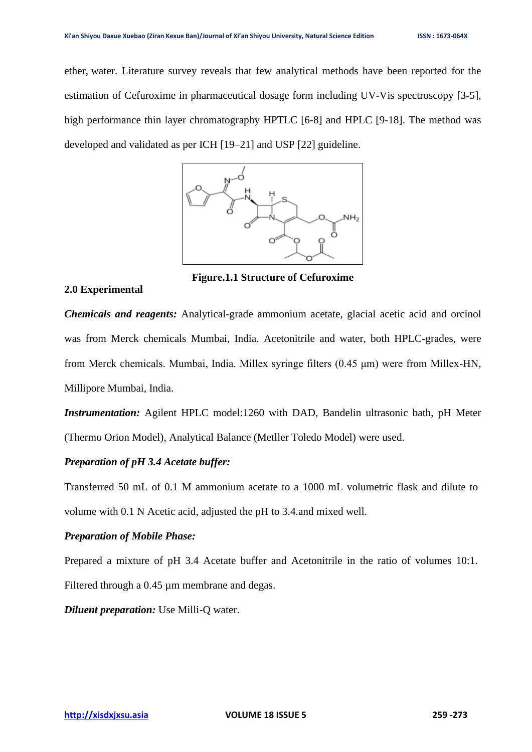ether, water. Literature survey reveals that few analytical methods have been reported for the estimation of Cefuroxime in pharmaceutical dosage form including UV-Vis spectroscopy [3-5], high performance thin layer chromatography HPTLC [6-8] and HPLC [9-18]. The method was developed and validated as per ICH [19–21] and USP [22] guideline.

**Figure.1.1 Structure of Cefuroxime**

## 2.0 Experimental

***Chemicals and reagents:*** Analytical-grade ammonium acetate, glacial acetic acid and orcinol was from Merck chemicals Mumbai, India. Acetonitrile and water, both HPLC-grades, were from Merck chemicals. Mumbai, India. Millex syringe filters (0.45 µm) were from Millex-HN, Millipore Mumbai, India.

***Instrumentation:*** Agilent HPLC model:1260 with DAD, Bandelin ultrasonic bath, pH Meter (Thermo Orion Model), Analytical Balance (Metller Toledo Model) were used.

***Preparation of pH 3.4 Acetate buffer:***

Transferred 50 mL of 0.1 M ammonium acetate to a 1000 mL volumetric flask and dilute to volume with 0.1 N Acetic acid, adjusted the pH to 3.4.and mixed well.

***Preparation of Mobile Phase:***

Prepared a mixture of pH 3.4 Acetate buffer and Acetonitrile in the ratio of volumes 10:1. Filtered through a 0.45 µm membrane and degas.

***Diluent preparation:*** Use Milli-Q water.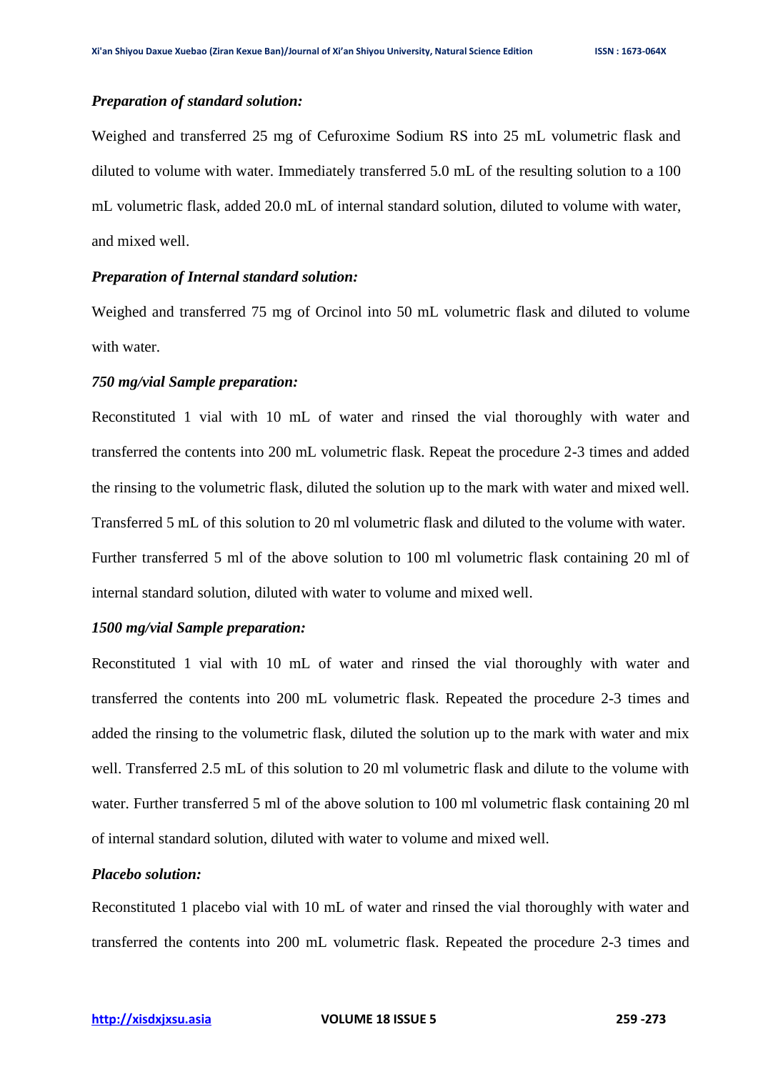***Preparation of standard solution:***

Weighed and transferred 25 mg of Cefuroxime Sodium RS into 25 mL volumetric flask and diluted to volume with water. Immediately transferred 5.0 mL of the resulting solution to a 100 mL volumetric flask, added 20.0 mL of internal standard solution, diluted to volume with water, and mixed well.

***Preparation of Internal standard solution:***

Weighed and transferred 75 mg of Orcinol into 50 mL volumetric flask and diluted to volume with water.

***750 mg/vial Sample preparation:***

Reconstituted 1 vial with 10 mL of water and rinsed the vial thoroughly with water and transferred the contents into 200 mL volumetric flask. Repeat the procedure 2-3 times and added the rinsing to the volumetric flask, diluted the solution up to the mark with water and mixed well. Transferred 5 mL of this solution to 20 ml volumetric flask and diluted to the volume with water. Further transferred 5 ml of the above solution to 100 ml volumetric flask containing 20 ml of internal standard solution, diluted with water to volume and mixed well.

***1500 mg/vial Sample preparation:***

Reconstituted 1 vial with 10 mL of water and rinsed the vial thoroughly with water and transferred the contents into 200 mL volumetric flask. Repeated the procedure 2-3 times and added the rinsing to the volumetric flask, diluted the solution up to the mark with water and mix well. Transferred 2.5 mL of this solution to 20 ml volumetric flask and dilute to the volume with water. Further transferred 5 ml of the above solution to 100 ml volumetric flask containing 20 ml of internal standard solution, diluted with water to volume and mixed well.

***Placebo solution:***

Reconstituted 1 placebo vial with 10 mL of water and rinsed the vial thoroughly with water and transferred the contents into 200 mL volumetric flask. Repeated the procedure 2-3 times and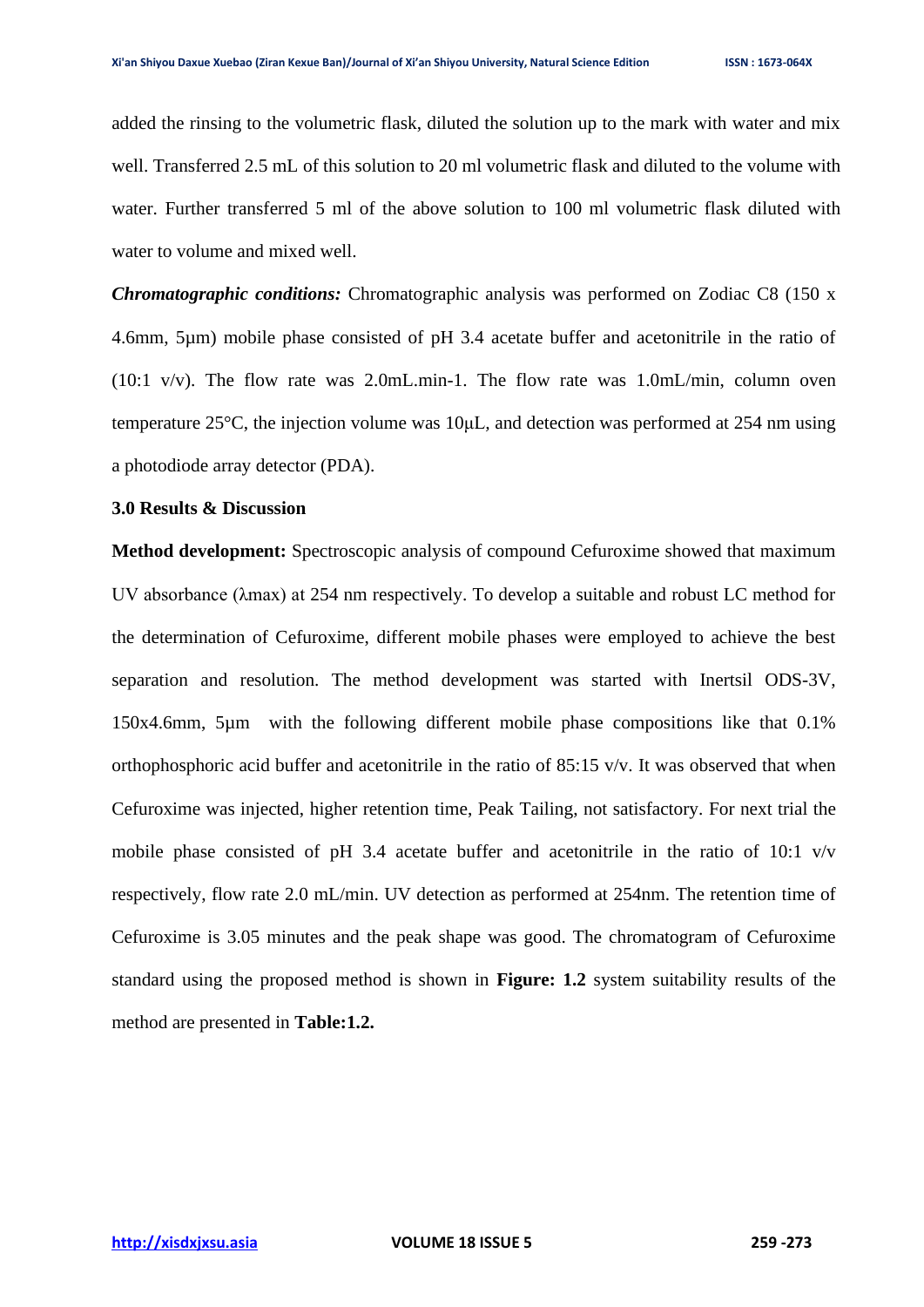added the rinsing to the volumetric flask, diluted the solution up to the mark with water and mix well. Transferred 2.5 mL of this solution to 20 ml volumetric flask and diluted to the volume with water. Further transferred 5 ml of the above solution to 100 ml volumetric flask diluted with water to volume and mixed well.

***Chromatographic conditions:*** Chromatographic analysis was performed on Zodiac C8 (150 x 4.6mm, 5µm) mobile phase consisted of pH 3.4 acetate buffer and acetonitrile in the ratio of (10:1 v/v). The flow rate was 2.0mL.min-1. The flow rate was 1.0mL/min, column oven temperature 25°C, the injection volume was 10µL, and detection was performed at 254 nm using a photodiode array detector (PDA).

**3.0 Results & Discussion**

**Method development:** Spectroscopic analysis of compound Cefuroxime showed that maximum UV absorbance (λmax) at 254 nm respectively. To develop a suitable and robust LC method for the determination of Cefuroxime, different mobile phases were employed to achieve the best separation and resolution. The method development was started with Inertsil ODS-3V, 150x4.6mm, 5µm with the following different mobile phase compositions like that 0.1% orthophosphoric acid buffer and acetonitrile in the ratio of 85:15 v/v. It was observed that when Cefuroxime was injected, higher retention time, Peak Tailing, not satisfactory. For next trial the mobile phase consisted of pH 3.4 acetate buffer and acetonitrile in the ratio of 10:1 v/v respectively, flow rate 2.0 mL/min. UV detection as performed at 254nm. The retention time of Cefuroxime is 3.05 minutes and the peak shape was good. The chromatogram of Cefuroxime standard using the proposed method is shown in **Figure: 1.2** system suitability results of the method are presented in **Table:1.2.**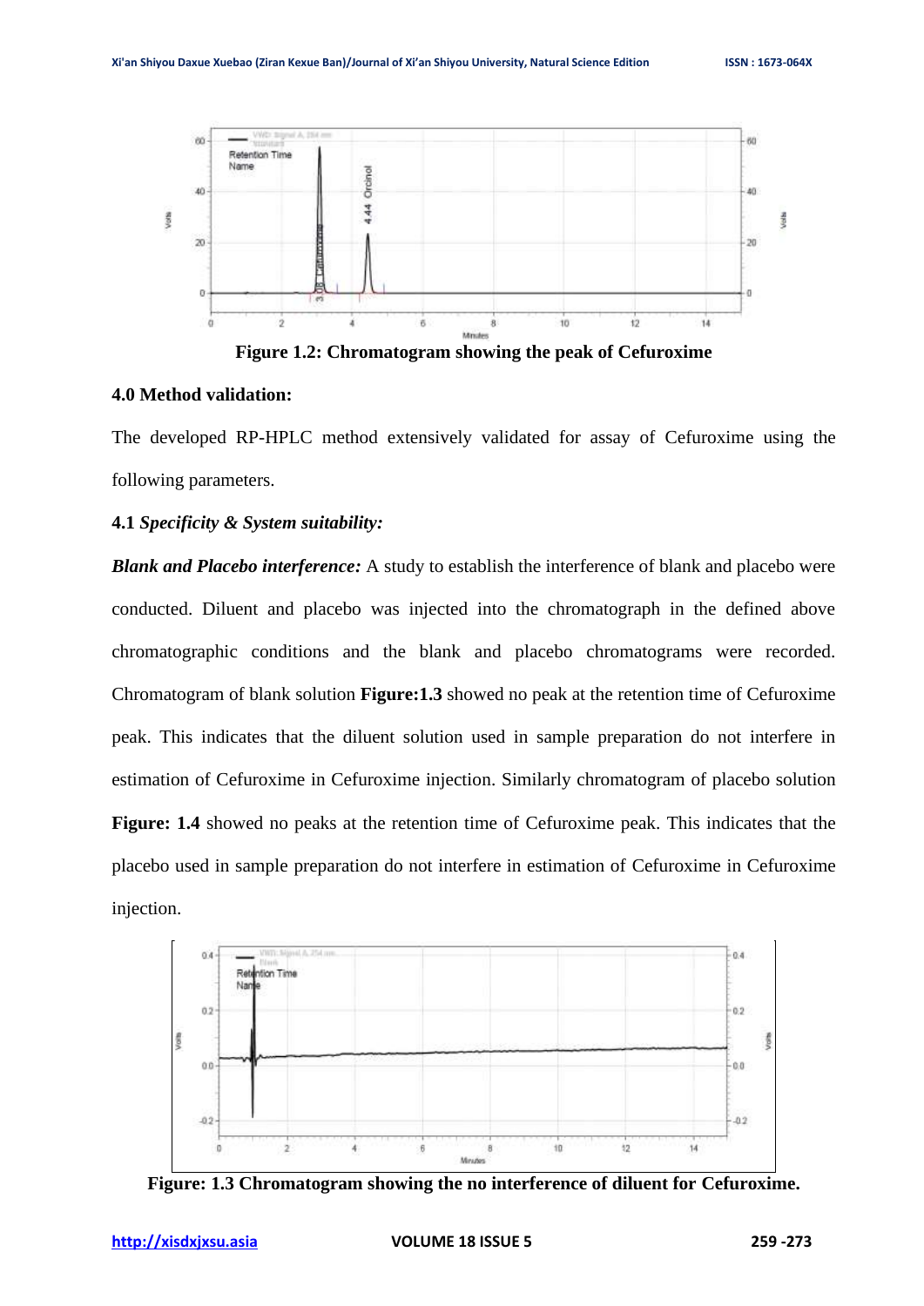Figure 1.2: Chromatogram showing the peak of Cefuroxime

**4.0 Method validation:**

The developed RP-HPLC method extensively validated for assay of Cefuroxime using the following parameters.

**4.1** ***Specificity & System suitability:***

***Blank and Placebo interference:*** A study to establish the interference of blank and placebo were conducted. Diluent and placebo was injected into the chromatograph in the defined above chromatographic conditions and the blank and placebo chromatograms were recorded. Chromatogram of blank solution **Figure:1.3** showed no peak at the retention time of Cefuroxime peak. This indicates that the diluent solution used in sample preparation do not interfere in estimation of Cefuroxime in Cefuroxime injection. Similarly chromatogram of placebo solution **Figure: 1.4** showed no peaks at the retention time of Cefuroxime peak. This indicates that the placebo used in sample preparation do not interfere in estimation of Cefuroxime in Cefuroxime injection.

**Figure: 1.3 Chromatogram showing the no interference of diluent for Cefuroxime.**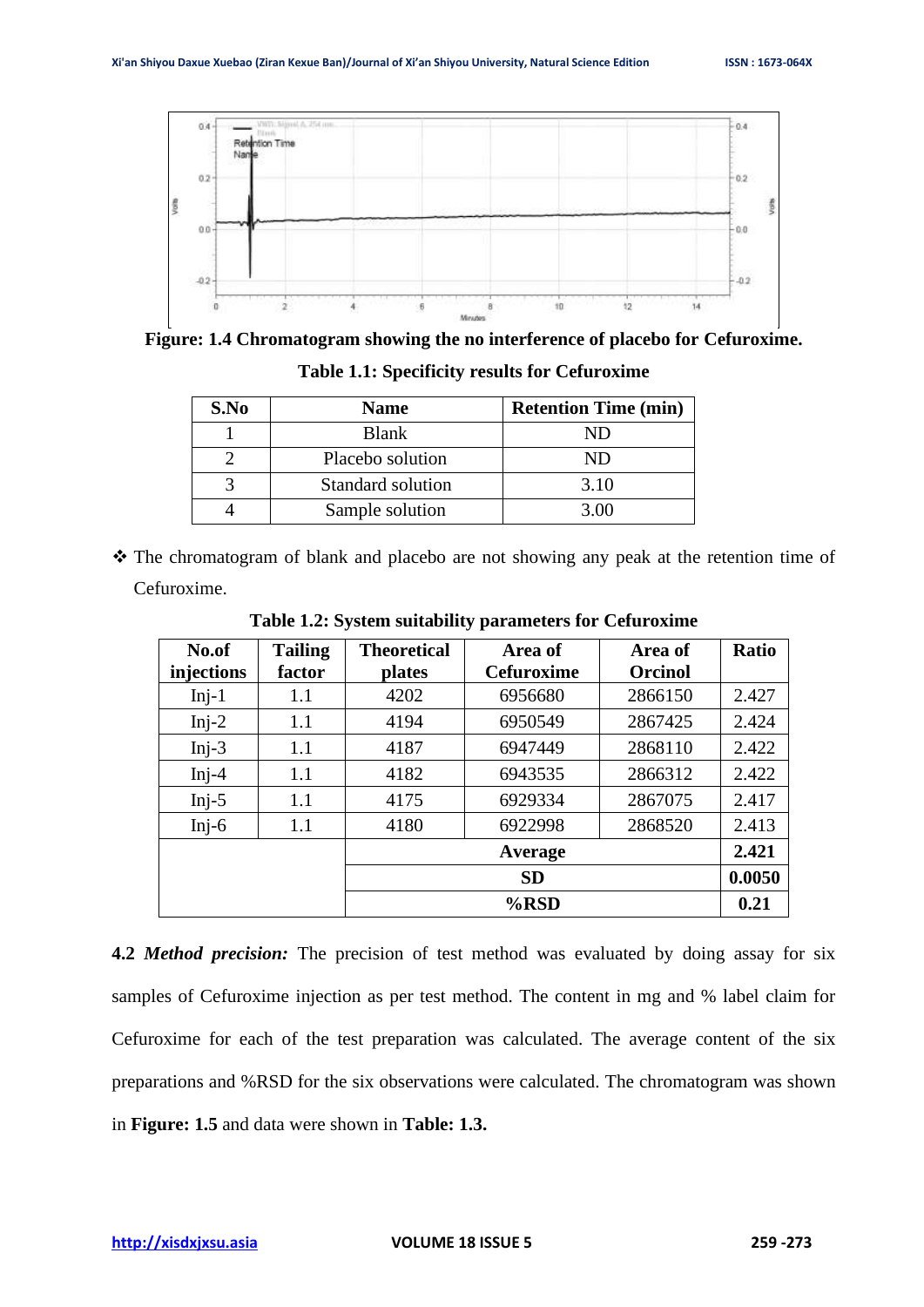**Figure: 1.4 Chromatogram showing the no interference of placebo for Cefuroxime.**

**Table 1.1: Specificity results for Cefuroxime**

| S.No | Name | Retention Time (min) |
|---|---|---|
| 1 | Blank | ND |
| 2 | Placebo solution | ND |
| 3 | Standard solution | 3.10 |
| 4 | Sample solution | 3.00 |

❖ The chromatogram of blank and placebo are not showing any peak at the retention time of Cefuroxime.

**Table 1.2: System suitability parameters for Cefuroxime**

| No.of injections | Tailing factor | Theoretical plates | Area of Cefuroxime | Area of Orcinol | Ratio |
|---|---|---|---|---|---|
| Inj-1 | 1.1 | 4202 | 6956680 | 2866150 | 2.427 |
| Inj-2 | 1.1 | 4194 | 6950549 | 2867425 | 2.424 |
| Inj-3 | 1.1 | 4187 | 6947449 | 2868110 | 2.422 |
| Inj-4 | 1.1 | 4182 | 6943535 | 2866312 | 2.422 |
| Inj-5 | 1.1 | 4175 | 6929334 | 2867075 | 2.417 |
| Inj-6 | 1.1 | 4180 | 6922998 | 2868520 | 2.413 |
| | | **Average** | | | **2.421** |
| | | **SD** | | | **0.0050** |
| | | **%RSD** | | | **0.21** |

**4.2** ***Method precision:*** The precision of test method was evaluated by doing assay for six samples of Cefuroxime injection as per test method. The content in mg and % label claim for Cefuroxime for each of the test preparation was calculated. The average content of the six preparations and %RSD for the six observations were calculated. The chromatogram was shown in **Figure: 1.5** and data were shown in **Table: 1.3.**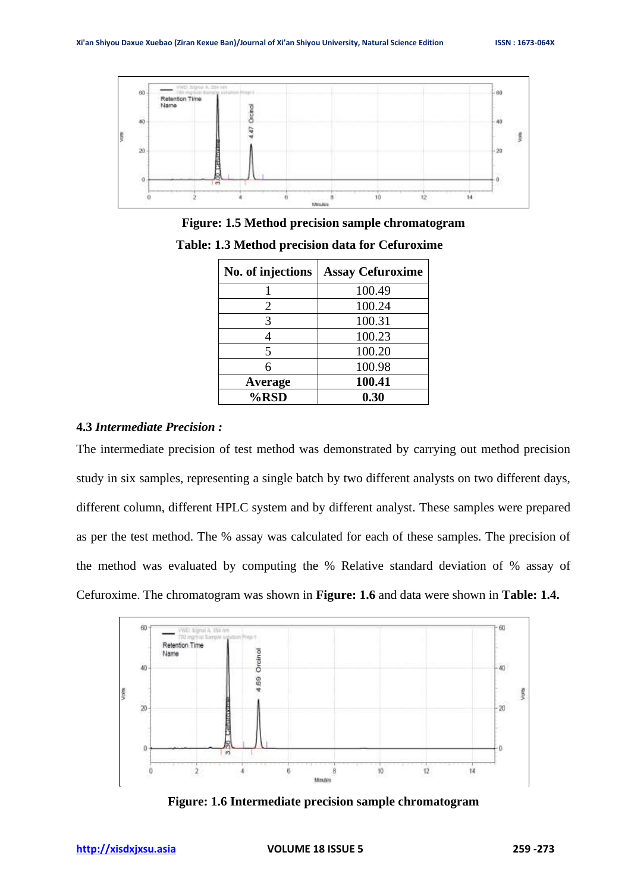Figure: 1.5 Method precision sample chromatogram

**Table: 1.3 Method precision data for Cefuroxime**

| No. of injections | Assay Cefuroxime |
|---|---|
| 1 | 100.49 |
| 2 | 100.24 |
| 3 | 100.31 |
| 4 | 100.23 |
| 5 | 100.20 |
| 6 | 100.98 |
| **Average** | **100.41** |
| **%RSD** | **0.30** |

### 4.3 *Intermediate Precision :*

The intermediate precision of test method was demonstrated by carrying out method precision study in six samples, representing a single batch by two different analysts on two different days, different column, different HPLC system and by different analyst. These samples were prepared as per the test method. The % assay was calculated for each of these samples. The precision of the method was evaluated by computing the % Relative standard deviation of % assay of Cefuroxime. The chromatogram was shown in **Figure: 1.6** and data were shown in **Table: 1.4.**

**Figure: 1.6 Intermediate precision sample chromatogram**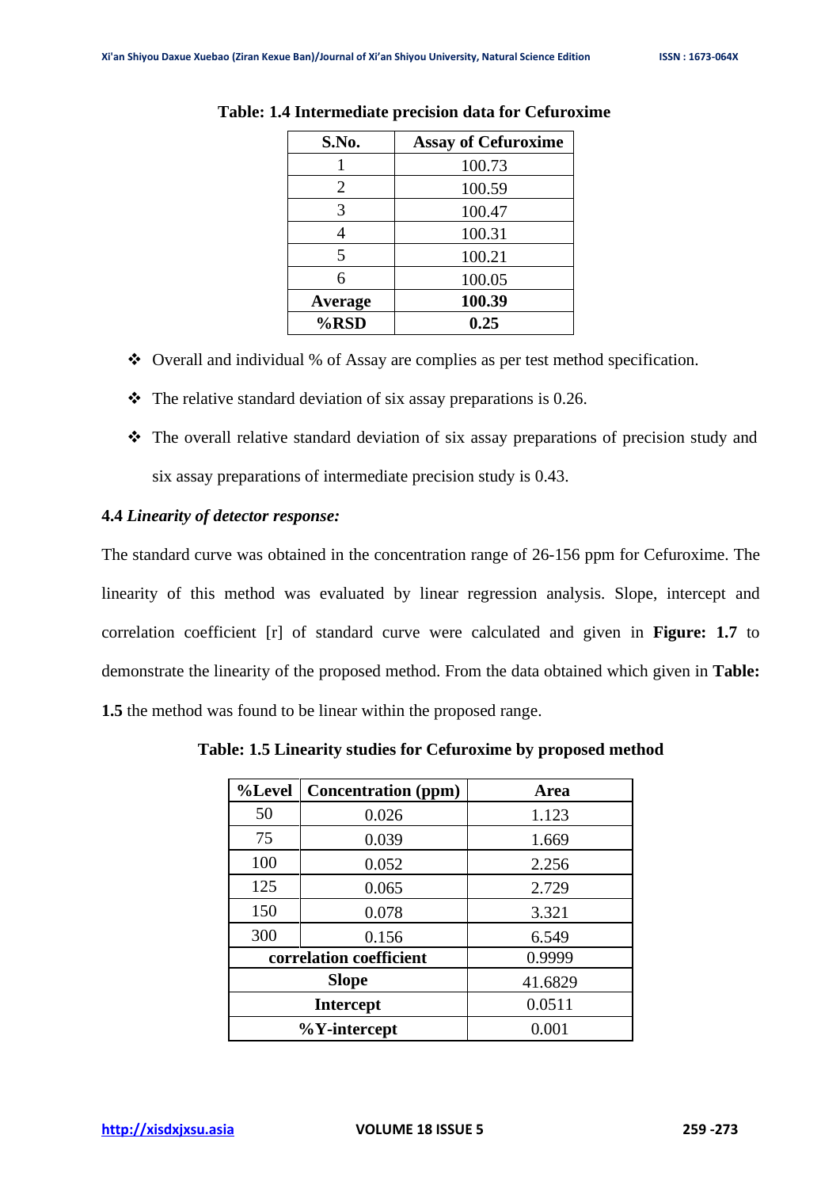**Table: 1.4 Intermediate precision data for Cefuroxime**

| S.No. | Assay of Cefuroxime |
|---|---|
| 1 | 100.73 |
| 2 | 100.59 |
| 3 | 100.47 |
| 4 | 100.31 |
| 5 | 100.21 |
| 6 | 100.05 |
| **Average** | **100.39** |
| **%RSD** | **0.25** |

- ❖ Overall and individual % of Assay are complies as per test method specification.
- ❖ The relative standard deviation of six assay preparations is 0.26.
- ❖ The overall relative standard deviation of six assay preparations of precision study and six assay preparations of intermediate precision study is 0.43.

### 4.4 *Linearity of detector response:*

The standard curve was obtained in the concentration range of 26-156 ppm for Cefuroxime. The linearity of this method was evaluated by linear regression analysis. Slope, intercept and correlation coefficient [r] of standard curve were calculated and given in **Figure: 1.7** to demonstrate the linearity of the proposed method. From the data obtained which given in **Table: 1.5** the method was found to be linear within the proposed range.

**Table: 1.5 Linearity studies for Cefuroxime by proposed method**

| %Level | Concentration (ppm) | Area |
|---|---|---|
| 50 | 0.026 | 1.123 |
| 75 | 0.039 | 1.669 |
| 100 | 0.052 | 2.256 |
| 125 | 0.065 | 2.729 |
| 150 | 0.078 | 3.321 |
| 300 | 0.156 | 6.549 |
| **correlation coefficient** | | 0.9999 |
| **Slope** | | 41.6829 |
| **Intercept** | | 0.0511 |
| **%Y-intercept** | | 0.001 |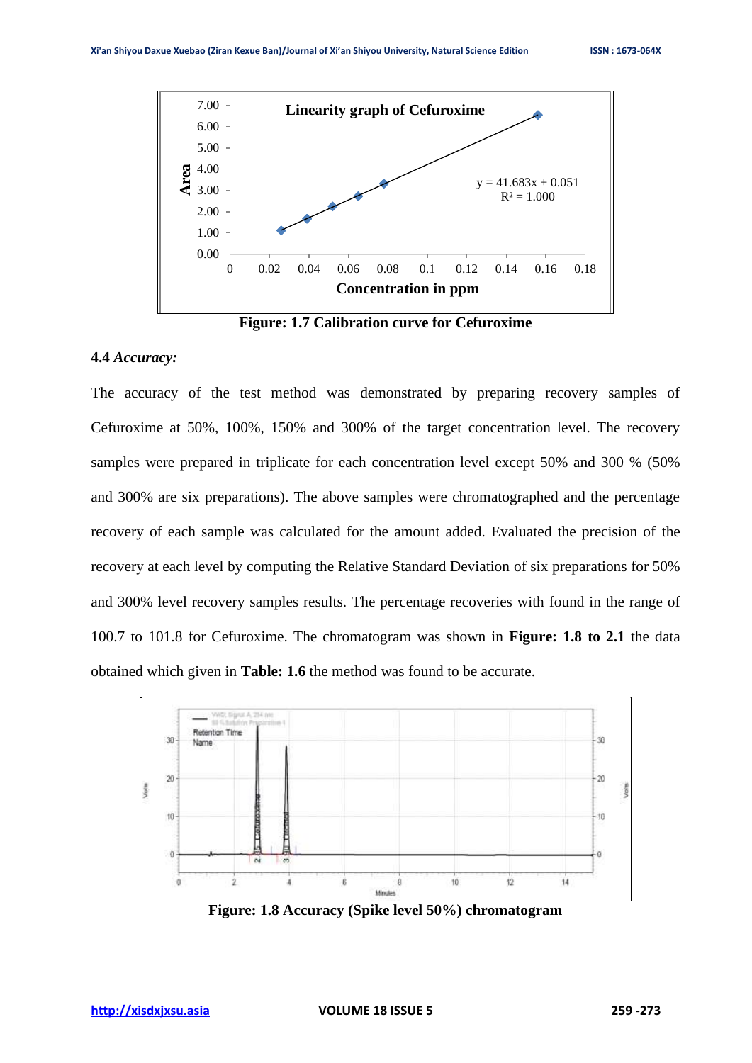Figure: 1.7 Calibration curve for Cefuroxime

### 4.4 *Accuracy:*

The accuracy of the test method was demonstrated by preparing recovery samples of Cefuroxime at 50%, 100%, 150% and 300% of the target concentration level. The recovery samples were prepared in triplicate for each concentration level except 50% and 300 % (50% and 300% are six preparations). The above samples were chromatographed and the percentage recovery of each sample was calculated for the amount added. Evaluated the precision of the recovery at each level by computing the Relative Standard Deviation of six preparations for 50% and 300% level recovery samples results. The percentage recoveries with found in the range of 100.7 to 101.8 for Cefuroxime. The chromatogram was shown in **Figure: 1.8 to 2.1** the data obtained which given in **Table: 1.6** the method was found to be accurate.

Figure: 1.8 Accuracy (Spike level 50%) chromatogram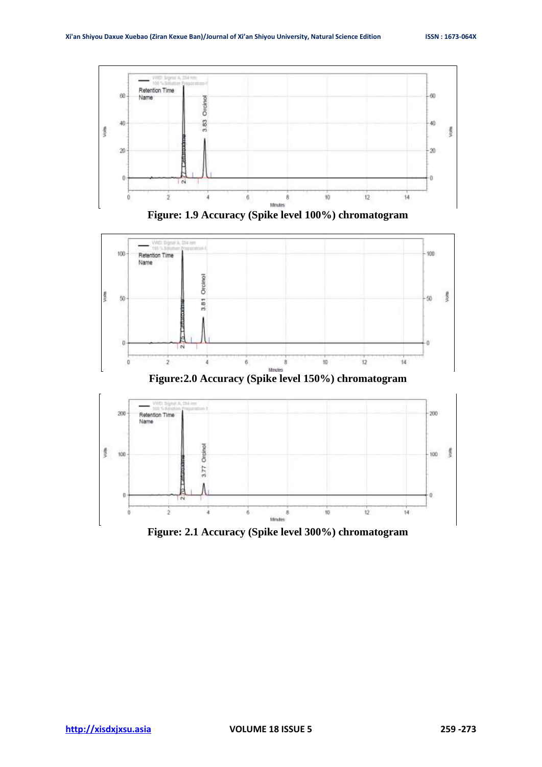Figure: 1.9 Accuracy (Spike level 100%) chromatogram

Figure:2.0 Accuracy (Spike level 150%) chromatogram

Figure: 2.1 Accuracy (Spike level 300%) chromatogram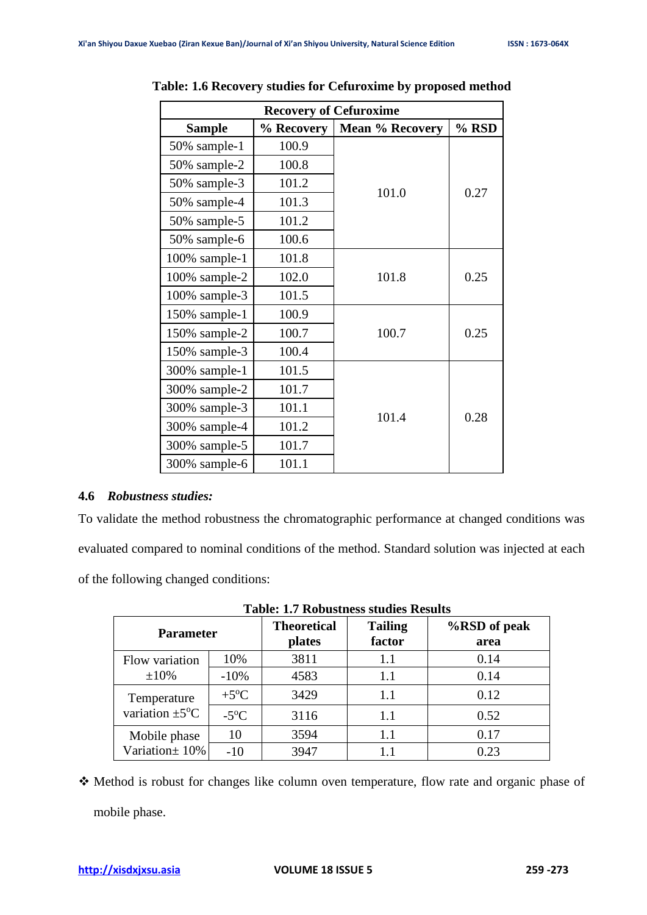**Table: 1.6 Recovery studies for Cefuroxime by proposed method**

| Recovery of Cefuroxime | | | |
|---|---|---|---|
| **Sample** | **% Recovery** | **Mean % Recovery** | **% RSD** |
| 50% sample-1 | 100.9 | 101.0 | 0.27 |
| 50% sample-2 | 100.8 | | |
| 50% sample-3 | 101.2 | | |
| 50% sample-4 | 101.3 | | |
| 50% sample-5 | 101.2 | | |
| 50% sample-6 | 100.6 | | |
| 100% sample-1 | 101.8 | 101.8 | 0.25 |
| 100% sample-2 | 102.0 | | |
| 100% sample-3 | 101.5 | | |
| 150% sample-1 | 100.9 | 100.7 | 0.25 |
| 150% sample-2 | 100.7 | | |
| 150% sample-3 | 100.4 | | |
| 300% sample-1 | 101.5 | 101.4 | 0.28 |
| 300% sample-2 | 101.7 | | |
| 300% sample-3 | 101.1 | | |
| 300% sample-4 | 101.2 | | |
| 300% sample-5 | 101.7 | | |
| 300% sample-6 | 101.1 | | |

### 4.6 *Robustness studies:*

To validate the method robustness the chromatographic performance at changed conditions was evaluated compared to nominal conditions of the method. Standard solution was injected at each of the following changed conditions:

**Table: 1.7 Robustness studies Results**

| Parameter | | Theoretical plates | Tailing factor | %RSD of peak area |
|---|---|---|---|---|
| Flow variation ±10% | 10% | 3811 | 1.1 | 0.14 |
| | -10% | 4583 | 1.1 | 0.14 |
| Temperature variation ±5°C | +5°C | 3429 | 1.1 | 0.12 |
| | -5°C | 3116 | 1.1 | 0.52 |
| Mobile phase Variation± 10% | 10 | 3594 | 1.1 | 0.17 |
| | -10 | 3947 | 1.1 | 0.23 |

- ❖ Method is robust for changes like column oven temperature, flow rate and organic phase of mobile phase.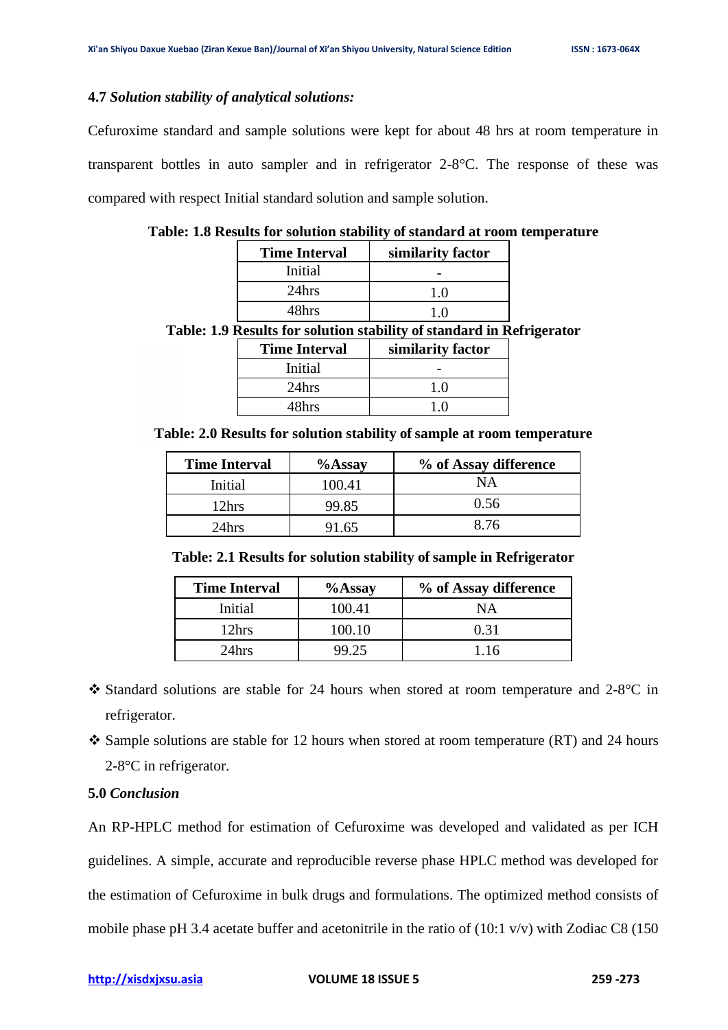### 4.7 *Solution stability of analytical solutions:*

Cefuroxime standard and sample solutions were kept for about 48 hrs at room temperature in transparent bottles in auto sampler and in refrigerator 2-8°C. The response of these was compared with respect Initial standard solution and sample solution.

**Table: 1.8 Results for solution stability of standard at room temperature**

| Time Interval | similarity factor |
|---|---|
| Initial | - |
| 24hrs | 1.0 |
| 48hrs | 1.0 |

**Table: 1.9 Results for solution stability of standard in Refrigerator**

| Time Interval | similarity factor |
|---|---|
| Initial | - |
| 24hrs | 1.0 |
| 48hrs | 1.0 |

**Table: 2.0 Results for solution stability of sample at room temperature**

| Time Interval | %Assay | % of Assay difference |
|---|---|---|
| Initial | 100.41 | NA |
| 12hrs | 99.85 | 0.56 |
| 24hrs | 91.65 | 8.76 |

**Table: 2.1 Results for solution stability of sample in Refrigerator**

| Time Interval | %Assay | % of Assay difference |
|---|---|---|
| Initial | 100.41 | NA |
| 12hrs | 100.10 | 0.31 |
| 24hrs | 99.25 | 1.16 |

- ❖ Standard solutions are stable for 24 hours when stored at room temperature and 2-8°C in refrigerator.
- ❖ Sample solutions are stable for 12 hours when stored at room temperature (RT) and 24 hours 2-8°C in refrigerator.

### 5.0 *Conclusion*

An RP-HPLC method for estimation of Cefuroxime was developed and validated as per ICH guidelines. A simple, accurate and reproducible reverse phase HPLC method was developed for the estimation of Cefuroxime in bulk drugs and formulations. The optimized method consists of mobile phase pH 3.4 acetate buffer and acetonitrile in the ratio of (10:1 v/v) with Zodiac C8 (150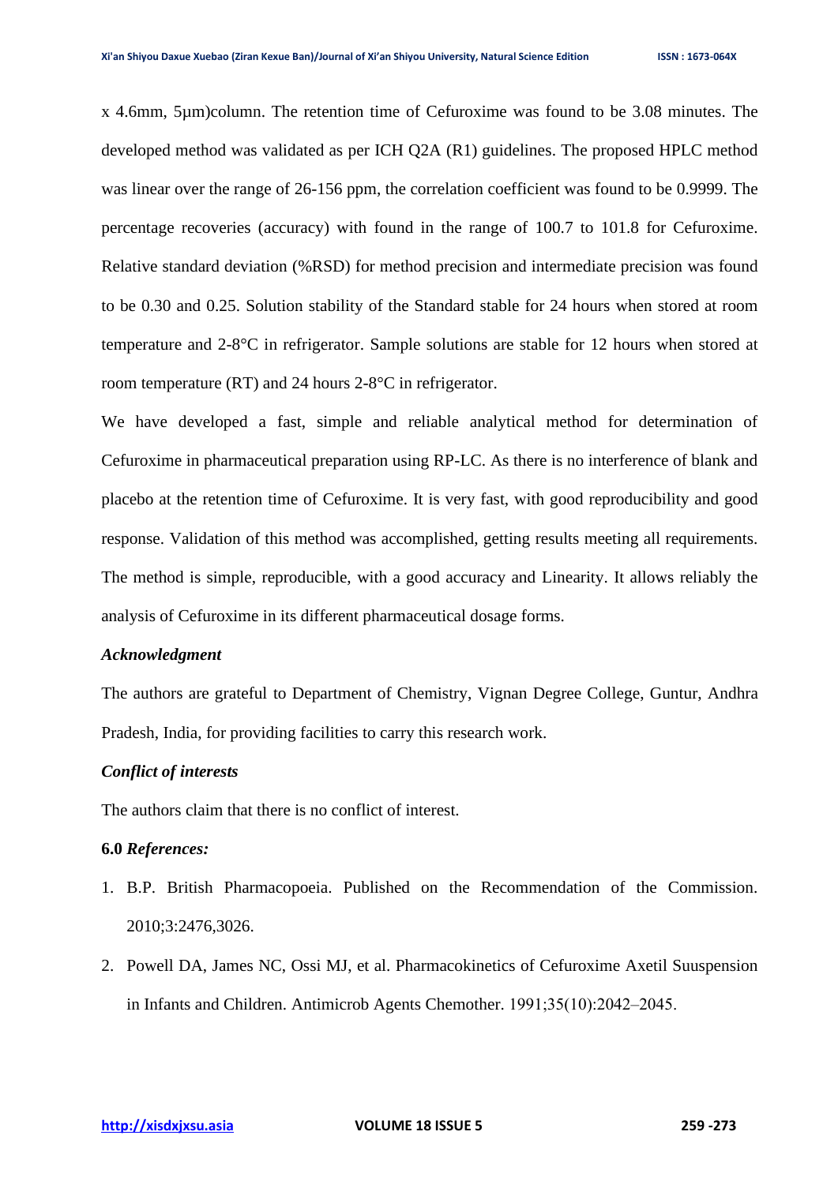x 4.6mm, 5µm)column. The retention time of Cefuroxime was found to be 3.08 minutes. The developed method was validated as per ICH Q2A (R1) guidelines. The proposed HPLC method was linear over the range of 26-156 ppm, the correlation coefficient was found to be 0.9999. The percentage recoveries (accuracy) with found in the range of 100.7 to 101.8 for Cefuroxime. Relative standard deviation (%RSD) for method precision and intermediate precision was found to be 0.30 and 0.25. Solution stability of the Standard stable for 24 hours when stored at room temperature and 2-8°C in refrigerator. Sample solutions are stable for 12 hours when stored at room temperature (RT) and 24 hours 2-8°C in refrigerator.

We have developed a fast, simple and reliable analytical method for determination of Cefuroxime in pharmaceutical preparation using RP-LC. As there is no interference of blank and placebo at the retention time of Cefuroxime. It is very fast, with good reproducibility and good response. Validation of this method was accomplished, getting results meeting all requirements. The method is simple, reproducible, with a good accuracy and Linearity. It allows reliably the analysis of Cefuroxime in its different pharmaceutical dosage forms.

***Acknowledgment***

The authors are grateful to Department of Chemistry, Vignan Degree College, Guntur, Andhra Pradesh, India, for providing facilities to carry this research work.

***Conflict of interests***

The authors claim that there is no conflict of interest.

## 6.0 *References:*

1. B.P. British Pharmacopoeia. Published on the Recommendation of the Commission. 2010;3:2476,3026.
2. Powell DA, James NC, Ossi MJ, et al. Pharmacokinetics of Cefuroxime Axetil Suuspension in Infants and Children. Antimicrob Agents Chemother. 1991;35(10):2042–2045.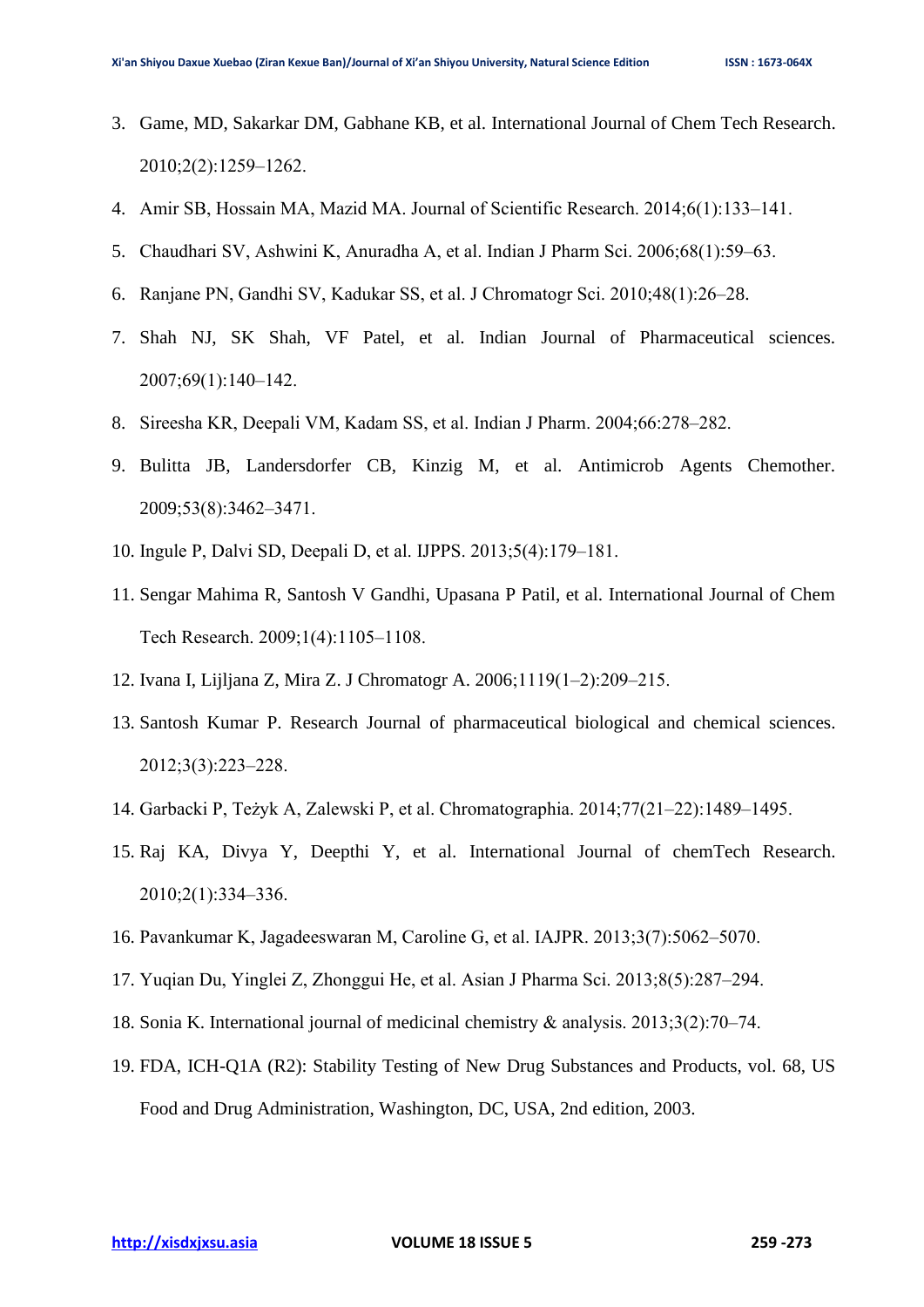3. Game, MD, Sakarkar DM, Gabhane KB, et al. International Journal of Chem Tech Research. 2010;2(2):1259–1262.
4. Amir SB, Hossain MA, Mazid MA. Journal of Scientific Research. 2014;6(1):133–141.
5. Chaudhari SV, Ashwini K, Anuradha A, et al. Indian J Pharm Sci. 2006;68(1):59–63.
6. Ranjane PN, Gandhi SV, Kadukar SS, et al. J Chromatogr Sci. 2010;48(1):26–28.
7. Shah NJ, SK Shah, VF Patel, et al. Indian Journal of Pharmaceutical sciences. 2007;69(1):140–142.
8. Sireesha KR, Deepali VM, Kadam SS, et al. Indian J Pharm. 2004;66:278–282.
9. Bulitta JB, Landersdorfer CB, Kinzig M, et al. Antimicrob Agents Chemother. 2009;53(8):3462–3471.
10. Ingule P, Dalvi SD, Deepali D, et al. IJPPS. 2013;5(4):179–181.
11. Sengar Mahima R, Santosh V Gandhi, Upasana P Patil, et al. International Journal of Chem Tech Research. 2009;1(4):1105–1108.
12. Ivana I, Lijljana Z, Mira Z. J Chromatogr A. 2006;1119(1–2):209–215.
13. Santosh Kumar P. Research Journal of pharmaceutical biological and chemical sciences. 2012;3(3):223–228.
14. Garbacki P, Teżyk A, Zalewski P, et al. Chromatographia. 2014;77(21–22):1489–1495.
15. Raj KA, Divya Y, Deepthi Y, et al. International Journal of chemTech Research. 2010;2(1):334–336.
16. Pavankumar K, Jagadeeswaran M, Caroline G, et al. IAJPR. 2013;3(7):5062–5070.
17. Yuqian Du, Yinglei Z, Zhonggui He, et al. Asian J Pharma Sci. 2013;8(5):287–294.
18. Sonia K. International journal of medicinal chemistry & analysis. 2013;3(2):70–74.
19. FDA, ICH-Q1A (R2): Stability Testing of New Drug Substances and Products, vol. 68, US Food and Drug Administration, Washington, DC, USA, 2nd edition, 2003.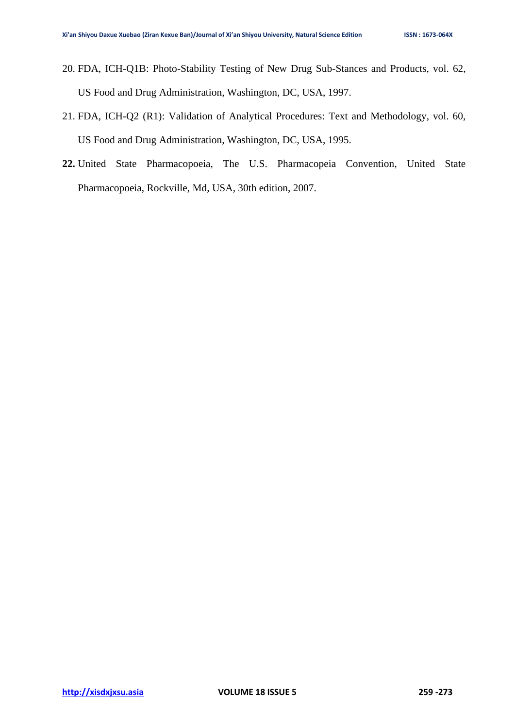20. FDA, ICH-Q1B: Photo-Stability Testing of New Drug Sub-Stances and Products, vol. 62, US Food and Drug Administration, Washington, DC, USA, 1997.
21. FDA, ICH-Q2 (R1): Validation of Analytical Procedures: Text and Methodology, vol. 60, US Food and Drug Administration, Washington, DC, USA, 1995.
22. United State Pharmacopoeia, The U.S. Pharmacopeia Convention, United State Pharmacopoeia, Rockville, Md, USA, 30th edition, 2007.